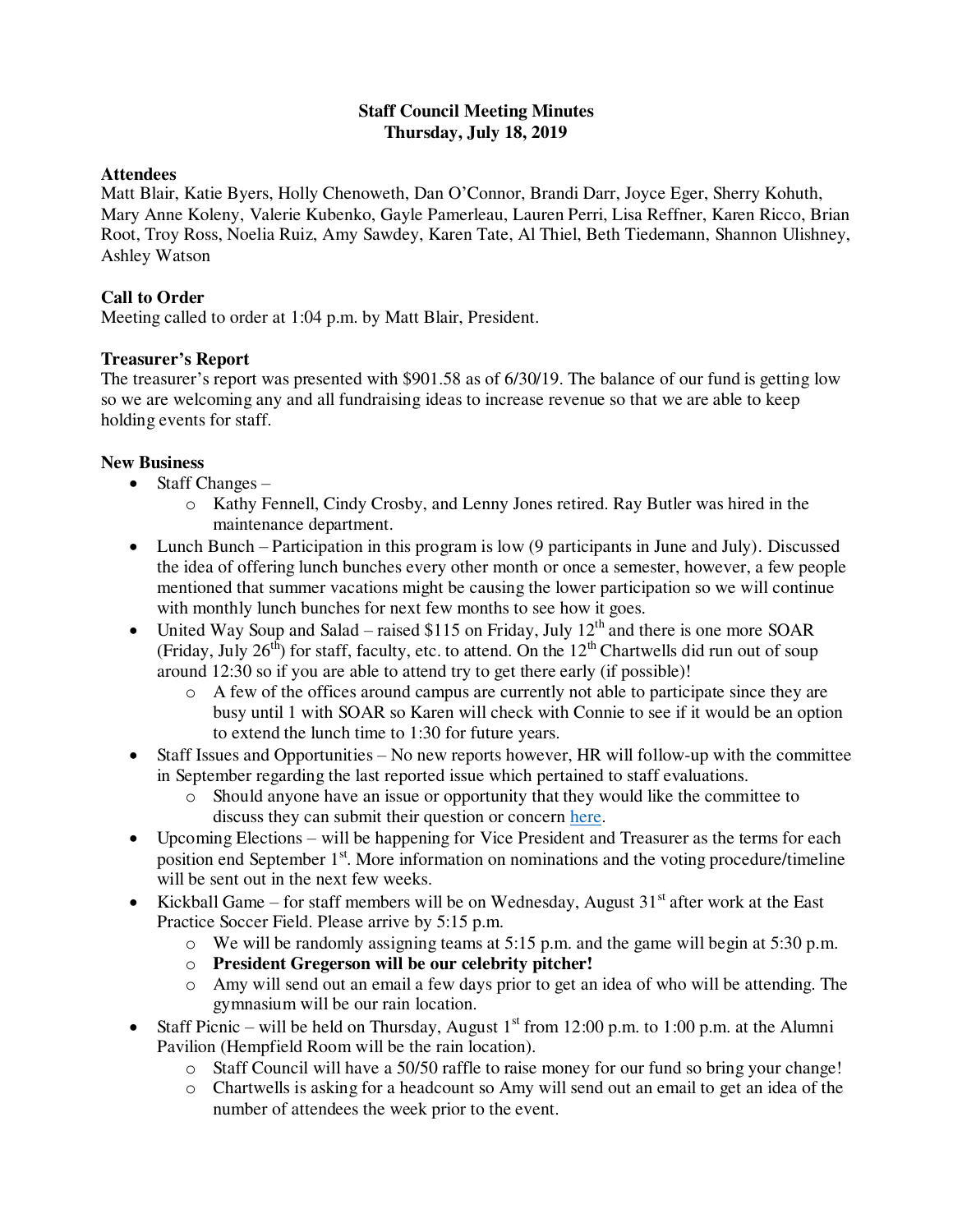# Staff Council Meeting Minutes
## Thursday, July 18, 2019

**Attendees**

Matt Blair, Katie Byers, Holly Chenoweth, Dan O'Connor, Brandi Darr, Joyce Eger, Sherry Kohuth, Mary Anne Koleny, Valerie Kubenko, Gayle Pamerleau, Lauren Perri, Lisa Reffner, Karen Ricco, Brian Root, Troy Ross, Noelia Ruiz, Amy Sawdey, Karen Tate, Al Thiel, Beth Tiedemann, Shannon Ulishney, Ashley Watson

**Call to Order**

Meeting called to order at 1:04 p.m. by Matt Blair, President.

**Treasurer's Report**

The treasurer's report was presented with $901.58 as of 6/30/19. The balance of our fund is getting low so we are welcoming any and all fundraising ideas to increase revenue so that we are able to keep holding events for staff.

**New Business**

- Staff Changes –
  - Kathy Fennell, Cindy Crosby, and Lenny Jones retired. Ray Butler was hired in the maintenance department.
- Lunch Bunch – Participation in this program is low (9 participants in June and July). Discussed the idea of offering lunch bunches every other month or once a semester, however, a few people mentioned that summer vacations might be causing the lower participation so we will continue with monthly lunch bunches for next few months to see how it goes.
- United Way Soup and Salad – raised $115 on Friday, July 12th and there is one more SOAR (Friday, July 26th) for staff, faculty, etc. to attend. On the 12th Chartwells did run out of soup around 12:30 so if you are able to attend try to get there early (if possible)!
  - A few of the offices around campus are currently not able to participate since they are busy until 1 with SOAR so Karen will check with Connie to see if it would be an option to extend the lunch time to 1:30 for future years.
- Staff Issues and Opportunities – No new reports however, HR will follow-up with the committee in September regarding the last reported issue which pertained to staff evaluations.
  - Should anyone have an issue or opportunity that they would like the committee to discuss they can submit their question or concern here.
- Upcoming Elections – will be happening for Vice President and Treasurer as the terms for each position end September 1st. More information on nominations and the voting procedure/timeline will be sent out in the next few weeks.
- Kickball Game – for staff members will be on Wednesday, August 31st after work at the East Practice Soccer Field. Please arrive by 5:15 p.m.
  - We will be randomly assigning teams at 5:15 p.m. and the game will begin at 5:30 p.m.
  - **President Gregerson will be our celebrity pitcher!**
  - Amy will send out an email a few days prior to get an idea of who will be attending. The gymnasium will be our rain location.
- Staff Picnic – will be held on Thursday, August 1st from 12:00 p.m. to 1:00 p.m. at the Alumni Pavilion (Hempfield Room will be the rain location).
  - Staff Council will have a 50/50 raffle to raise money for our fund so bring your change!
  - Chartwells is asking for a headcount so Amy will send out an email to get an idea of the number of attendees the week prior to the event.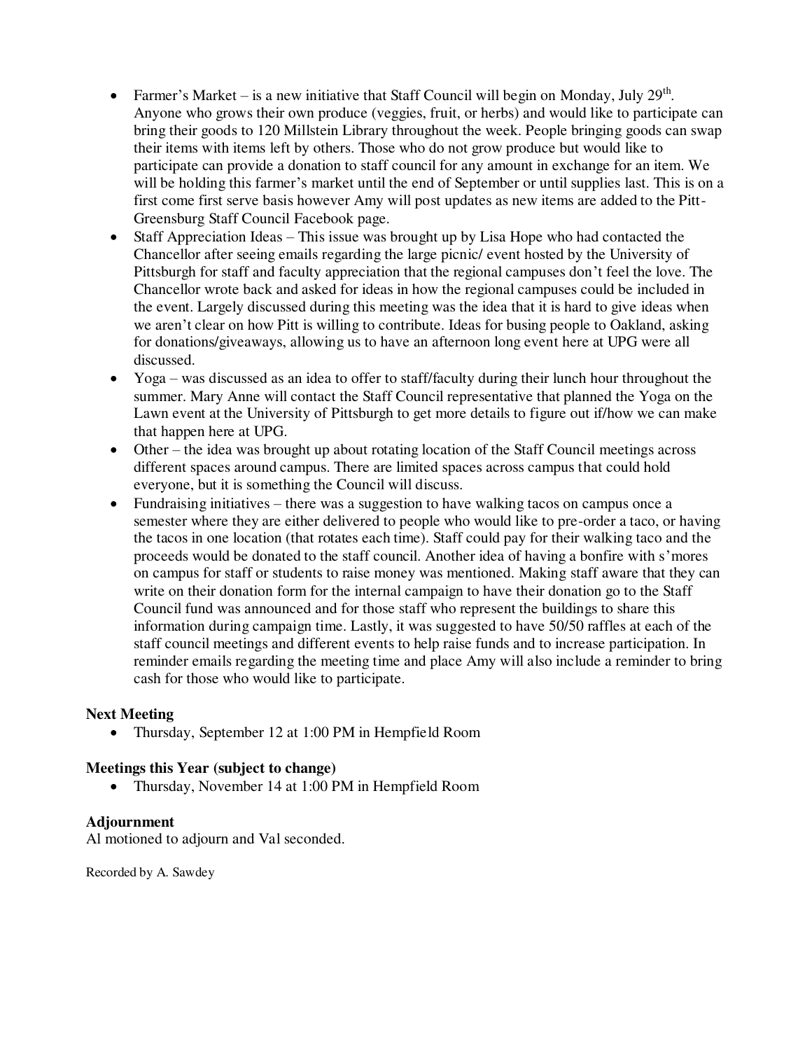- Farmer's Market – is a new initiative that Staff Council will begin on Monday, July 29th. Anyone who grows their own produce (veggies, fruit, or herbs) and would like to participate can bring their goods to 120 Millstein Library throughout the week. People bringing goods can swap their items with items left by others. Those who do not grow produce but would like to participate can provide a donation to staff council for any amount in exchange for an item. We will be holding this farmer's market until the end of September or until supplies last. This is on a first come first serve basis however Amy will post updates as new items are added to the Pitt-Greensburg Staff Council Facebook page.
- Staff Appreciation Ideas – This issue was brought up by Lisa Hope who had contacted the Chancellor after seeing emails regarding the large picnic/ event hosted by the University of Pittsburgh for staff and faculty appreciation that the regional campuses don't feel the love. The Chancellor wrote back and asked for ideas in how the regional campuses could be included in the event. Largely discussed during this meeting was the idea that it is hard to give ideas when we aren't clear on how Pitt is willing to contribute. Ideas for busing people to Oakland, asking for donations/giveaways, allowing us to have an afternoon long event here at UPG were all discussed.
- Yoga – was discussed as an idea to offer to staff/faculty during their lunch hour throughout the summer. Mary Anne will contact the Staff Council representative that planned the Yoga on the Lawn event at the University of Pittsburgh to get more details to figure out if/how we can make that happen here at UPG.
- Other – the idea was brought up about rotating location of the Staff Council meetings across different spaces around campus. There are limited spaces across campus that could hold everyone, but it is something the Council will discuss.
- Fundraising initiatives – there was a suggestion to have walking tacos on campus once a semester where they are either delivered to people who would like to pre-order a taco, or having the tacos in one location (that rotates each time). Staff could pay for their walking taco and the proceeds would be donated to the staff council. Another idea of having a bonfire with s'mores on campus for staff or students to raise money was mentioned. Making staff aware that they can write on their donation form for the internal campaign to have their donation go to the Staff Council fund was announced and for those staff who represent the buildings to share this information during campaign time. Lastly, it was suggested to have 50/50 raffles at each of the staff council meetings and different events to help raise funds and to increase participation. In reminder emails regarding the meeting time and place Amy will also include a reminder to bring cash for those who would like to participate.

**Next Meeting**

- Thursday, September 12 at 1:00 PM in Hempfield Room

**Meetings this Year (subject to change)**

- Thursday, November 14 at 1:00 PM in Hempfield Room

**Adjournment**

Al motioned to adjourn and Val seconded.

Recorded by A. Sawdey